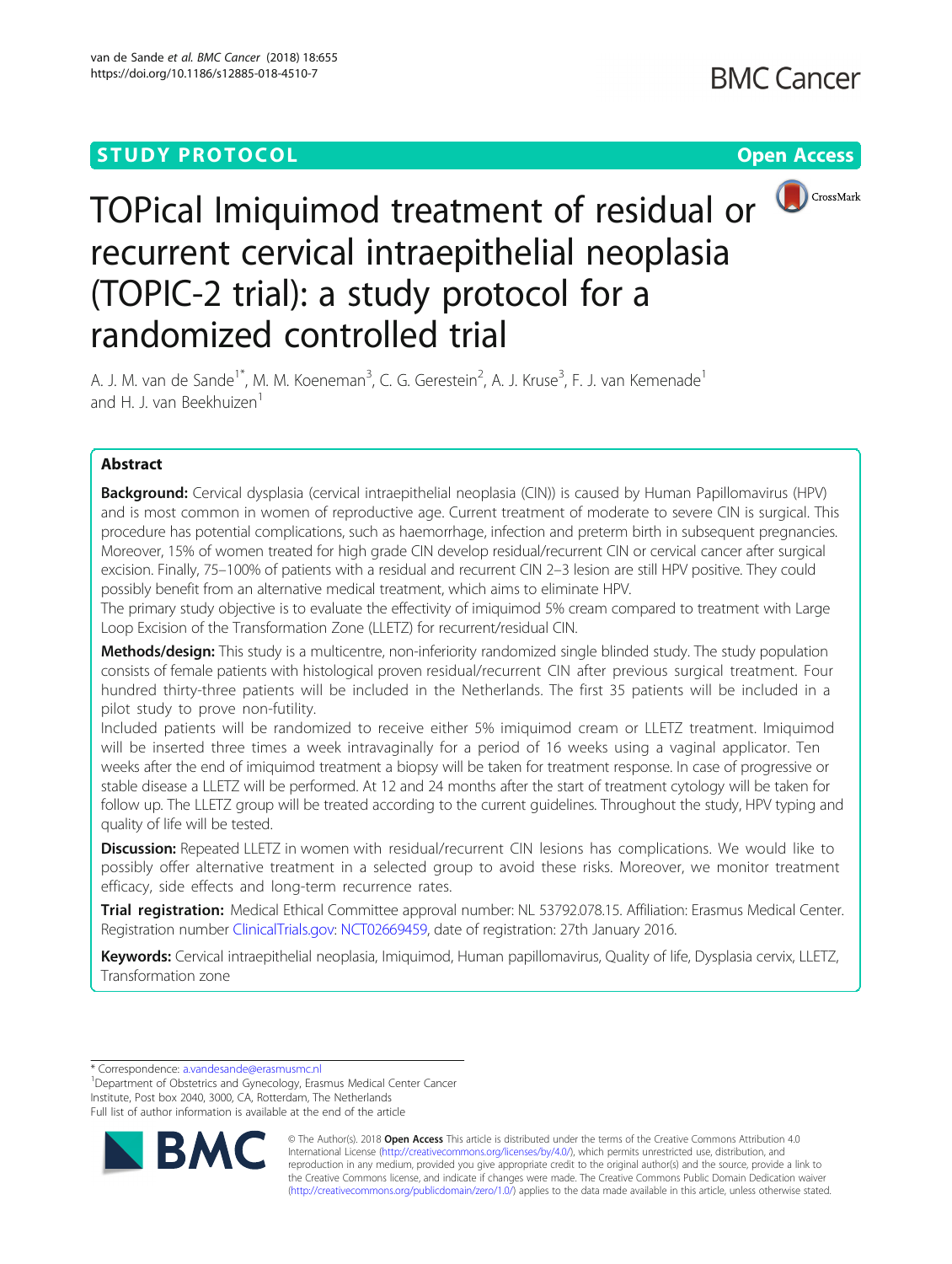STUDY PROTOCOL

Open Access

# TOPical Imiquimod treatment of residual or recurrent cervical intraepithelial neoplasia (TOPIC-2 trial): a study protocol for a randomized controlled trial

A. J. M. van de Sande[1*], M. M. Koeneman[3], C. G. Gerestein[2], A. J. Kruse[3], F. J. van Kemenade[1] and H. J. van Beekhuizen[1]

## Abstract

**Background:** Cervical dysplasia (cervical intraepithelial neoplasia (CIN)) is caused by Human Papillomavirus (HPV) and is most common in women of reproductive age. Current treatment of moderate to severe CIN is surgical. This procedure has potential complications, such as haemorrhage, infection and preterm birth in subsequent pregnancies. Moreover, 15% of women treated for high grade CIN develop residual/recurrent CIN or cervical cancer after surgical excision. Finally, 75–100% of patients with a residual and recurrent CIN 2–3 lesion are still HPV positive. They could possibly benefit from an alternative medical treatment, which aims to eliminate HPV.

The primary study objective is to evaluate the effectivity of imiquimod 5% cream compared to treatment with Large Loop Excision of the Transformation Zone (LLETZ) for recurrent/residual CIN.

**Methods/design:** This study is a multicentre, non-inferiority randomized single blinded study. The study population consists of female patients with histological proven residual/recurrent CIN after previous surgical treatment. Four hundred thirty-three patients will be included in the Netherlands. The first 35 patients will be included in a pilot study to prove non-futility.

Included patients will be randomized to receive either 5% imiquimod cream or LLETZ treatment. Imiquimod will be inserted three times a week intravaginally for a period of 16 weeks using a vaginal applicator. Ten weeks after the end of imiquimod treatment a biopsy will be taken for treatment response. In case of progressive or stable disease a LLETZ will be performed. At 12 and 24 months after the start of treatment cytology will be taken for follow up. The LLETZ group will be treated according to the current guidelines. Throughout the study, HPV typing and quality of life will be tested.

**Discussion:** Repeated LLETZ in women with residual/recurrent CIN lesions has complications. We would like to possibly offer alternative treatment in a selected group to avoid these risks. Moreover, we monitor treatment efficacy, side effects and long-term recurrence rates.

**Trial registration:** Medical Ethical Committee approval number: NL 53792.078.15. Affiliation: Erasmus Medical Center. Registration number ClinicalTrials.gov: NCT02669459, date of registration: 27th January 2016.

**Keywords:** Cervical intraepithelial neoplasia, Imiquimod, Human papillomavirus, Quality of life, Dysplasia cervix, LLETZ, Transformation zone

\* Correspondence: a.vandesande@erasmusmc.nl

[1]Department of Obstetrics and Gynecology, Erasmus Medical Center Cancer Institute, Post box 2040, 3000, CA, Rotterdam, The Netherlands

Full list of author information is available at the end of the article

© The Author(s). 2018 **Open Access** This article is distributed under the terms of the Creative Commons Attribution 4.0 International License (http://creativecommons.org/licenses/by/4.0/), which permits unrestricted use, distribution, and reproduction in any medium, provided you give appropriate credit to the original author(s) and the source, provide a link to the Creative Commons license, and indicate if changes were made. The Creative Commons Public Domain Dedication waiver (http://creativecommons.org/publicdomain/zero/1.0/) applies to the data made available in this article, unless otherwise stated.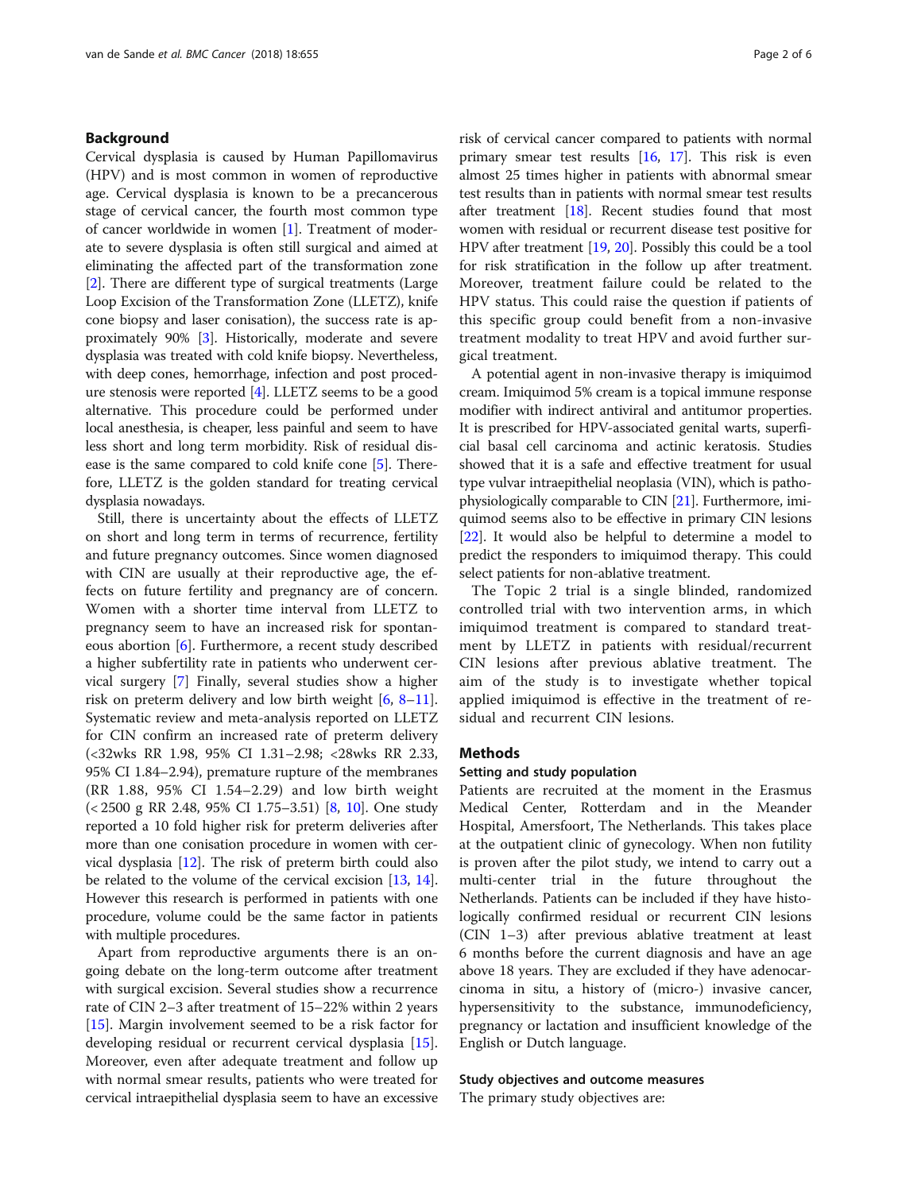## Background

Cervical dysplasia is caused by Human Papillomavirus (HPV) and is most common in women of reproductive age. Cervical dysplasia is known to be a precancerous stage of cervical cancer, the fourth most common type of cancer worldwide in women [1]. Treatment of moderate to severe dysplasia is often still surgical and aimed at eliminating the affected part of the transformation zone [2]. There are different type of surgical treatments (Large Loop Excision of the Transformation Zone (LLETZ), knife cone biopsy and laser conisation), the success rate is approximately 90% [3]. Historically, moderate and severe dysplasia was treated with cold knife biopsy. Nevertheless, with deep cones, hemorrhage, infection and post procedure stenosis were reported [4]. LLETZ seems to be a good alternative. This procedure could be performed under local anesthesia, is cheaper, less painful and seem to have less short and long term morbidity. Risk of residual disease is the same compared to cold knife cone [5]. Therefore, LLETZ is the golden standard for treating cervical dysplasia nowadays.

Still, there is uncertainty about the effects of LLETZ on short and long term in terms of recurrence, fertility and future pregnancy outcomes. Since women diagnosed with CIN are usually at their reproductive age, the effects on future fertility and pregnancy are of concern. Women with a shorter time interval from LLETZ to pregnancy seem to have an increased risk for spontaneous abortion [6]. Furthermore, a recent study described a higher subfertility rate in patients who underwent cervical surgery [7] Finally, several studies show a higher risk on preterm delivery and low birth weight [6, 8–11]. Systematic review and meta-analysis reported on LLETZ for CIN confirm an increased rate of preterm delivery (<32wks RR 1.98, 95% CI 1.31–2.98; <28wks RR 2.33, 95% CI 1.84–2.94), premature rupture of the membranes (RR 1.88, 95% CI 1.54–2.29) and low birth weight (< 2500 g RR 2.48, 95% CI 1.75–3.51) [8, 10]. One study reported a 10 fold higher risk for preterm deliveries after more than one conisation procedure in women with cervical dysplasia [12]. The risk of preterm birth could also be related to the volume of the cervical excision [13, 14]. However this research is performed in patients with one procedure, volume could be the same factor in patients with multiple procedures.

Apart from reproductive arguments there is an ongoing debate on the long-term outcome after treatment with surgical excision. Several studies show a recurrence rate of CIN 2–3 after treatment of 15–22% within 2 years [15]. Margin involvement seemed to be a risk factor for developing residual or recurrent cervical dysplasia [15]. Moreover, even after adequate treatment and follow up with normal smear results, patients who were treated for cervical intraepithelial dysplasia seem to have an excessive risk of cervical cancer compared to patients with normal primary smear test results [16, 17]. This risk is even almost 25 times higher in patients with abnormal smear test results than in patients with normal smear test results after treatment [18]. Recent studies found that most women with residual or recurrent disease test positive for HPV after treatment [19, 20]. Possibly this could be a tool for risk stratification in the follow up after treatment. Moreover, treatment failure could be related to the HPV status. This could raise the question if patients of this specific group could benefit from a non-invasive treatment modality to treat HPV and avoid further surgical treatment.

A potential agent in non-invasive therapy is imiquimod cream. Imiquimod 5% cream is a topical immune response modifier with indirect antiviral and antitumor properties. It is prescribed for HPV-associated genital warts, superficial basal cell carcinoma and actinic keratosis. Studies showed that it is a safe and effective treatment for usual type vulvar intraepithelial neoplasia (VIN), which is pathophysiologically comparable to CIN [21]. Furthermore, imiquimod seems also to be effective in primary CIN lesions [22]. It would also be helpful to determine a model to predict the responders to imiquimod therapy. This could select patients for non-ablative treatment.

The Topic 2 trial is a single blinded, randomized controlled trial with two intervention arms, in which imiquimod treatment is compared to standard treatment by LLETZ in patients with residual/recurrent CIN lesions after previous ablative treatment. The aim of the study is to investigate whether topical applied imiquimod is effective in the treatment of residual and recurrent CIN lesions.

## Methods

### Setting and study population

Patients are recruited at the moment in the Erasmus Medical Center, Rotterdam and in the Meander Hospital, Amersfoort, The Netherlands. This takes place at the outpatient clinic of gynecology. When non futility is proven after the pilot study, we intend to carry out a multi-center trial in the future throughout the Netherlands. Patients can be included if they have histologically confirmed residual or recurrent CIN lesions (CIN 1–3) after previous ablative treatment at least 6 months before the current diagnosis and have an age above 18 years. They are excluded if they have adenocarcinoma in situ, a history of (micro-) invasive cancer, hypersensitivity to the substance, immunodeficiency, pregnancy or lactation and insufficient knowledge of the English or Dutch language.

### Study objectives and outcome measures

The primary study objectives are: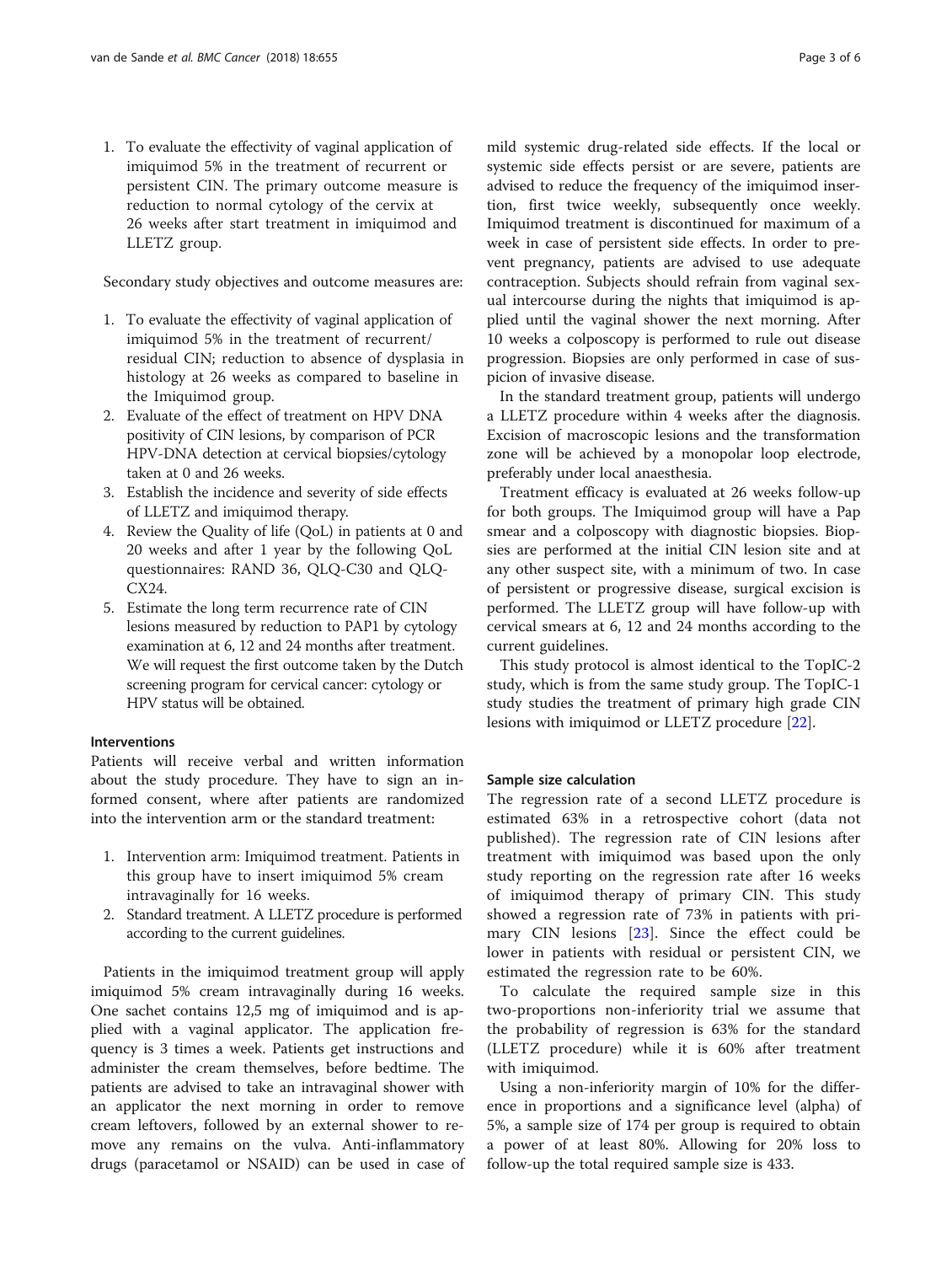1. To evaluate the effectivity of vaginal application of imiquimod 5% in the treatment of recurrent or persistent CIN. The primary outcome measure is reduction to normal cytology of the cervix at 26 weeks after start treatment in imiquimod and LLETZ group.

Secondary study objectives and outcome measures are:

1. To evaluate the effectivity of vaginal application of imiquimod 5% in the treatment of recurrent/ residual CIN; reduction to absence of dysplasia in histology at 26 weeks as compared to baseline in the Imiquimod group.
2. Evaluate of the effect of treatment on HPV DNA positivity of CIN lesions, by comparison of PCR HPV-DNA detection at cervical biopsies/cytology taken at 0 and 26 weeks.
3. Establish the incidence and severity of side effects of LLETZ and imiquimod therapy.
4. Review the Quality of life (QoL) in patients at 0 and 20 weeks and after 1 year by the following QoL questionnaires: RAND 36, QLQ-C30 and QLQ-CX24.
5. Estimate the long term recurrence rate of CIN lesions measured by reduction to PAP1 by cytology examination at 6, 12 and 24 months after treatment. We will request the first outcome taken by the Dutch screening program for cervical cancer: cytology or HPV status will be obtained.

### Interventions

Patients will receive verbal and written information about the study procedure. They have to sign an informed consent, where after patients are randomized into the intervention arm or the standard treatment:

1. Intervention arm: Imiquimod treatment. Patients in this group have to insert imiquimod 5% cream intravaginally for 16 weeks.
2. Standard treatment. A LLETZ procedure is performed according to the current guidelines.

Patients in the imiquimod treatment group will apply imiquimod 5% cream intravaginally during 16 weeks. One sachet contains 12,5 mg of imiquimod and is applied with a vaginal applicator. The application frequency is 3 times a week. Patients get instructions and administer the cream themselves, before bedtime. The patients are advised to take an intravaginal shower with an applicator the next morning in order to remove cream leftovers, followed by an external shower to remove any remains on the vulva. Anti-inflammatory drugs (paracetamol or NSAID) can be used in case of mild systemic drug-related side effects. If the local or systemic side effects persist or are severe, patients are advised to reduce the frequency of the imiquimod insertion, first twice weekly, subsequently once weekly. Imiquimod treatment is discontinued for maximum of a week in case of persistent side effects. In order to prevent pregnancy, patients are advised to use adequate contraception. Subjects should refrain from vaginal sexual intercourse during the nights that imiquimod is applied until the vaginal shower the next morning. After 10 weeks a colposcopy is performed to rule out disease progression. Biopsies are only performed in case of suspicion of invasive disease.

In the standard treatment group, patients will undergo a LLETZ procedure within 4 weeks after the diagnosis. Excision of macroscopic lesions and the transformation zone will be achieved by a monopolar loop electrode, preferably under local anaesthesia.

Treatment efficacy is evaluated at 26 weeks follow-up for both groups. The Imiquimod group will have a Pap smear and a colposcopy with diagnostic biopsies. Biopsies are performed at the initial CIN lesion site and at any other suspect site, with a minimum of two. In case of persistent or progressive disease, surgical excision is performed. The LLETZ group will have follow-up with cervical smears at 6, 12 and 24 months according to the current guidelines.

This study protocol is almost identical to the TopIC-2 study, which is from the same study group. The TopIC-1 study studies the treatment of primary high grade CIN lesions with imiquimod or LLETZ procedure [22].

### Sample size calculation

The regression rate of a second LLETZ procedure is estimated 63% in a retrospective cohort (data not published). The regression rate of CIN lesions after treatment with imiquimod was based upon the only study reporting on the regression rate after 16 weeks of imiquimod therapy of primary CIN. This study showed a regression rate of 73% in patients with primary CIN lesions [23]. Since the effect could be lower in patients with residual or persistent CIN, we estimated the regression rate to be 60%.

To calculate the required sample size in this two-proportions non-inferiority trial we assume that the probability of regression is 63% for the standard (LLETZ procedure) while it is 60% after treatment with imiquimod.

Using a non-inferiority margin of 10% for the difference in proportions and a significance level (alpha) of 5%, a sample size of 174 per group is required to obtain a power of at least 80%. Allowing for 20% loss to follow-up the total required sample size is 433.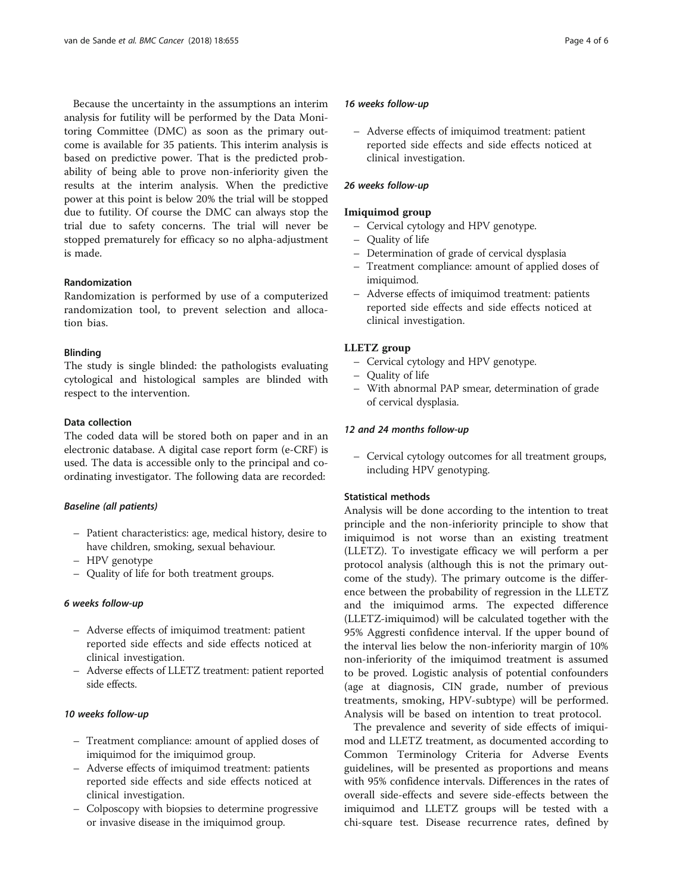Because the uncertainty in the assumptions an interim analysis for futility will be performed by the Data Monitoring Committee (DMC) as soon as the primary outcome is available for 35 patients. This interim analysis is based on predictive power. That is the predicted probability of being able to prove non-inferiority given the results at the interim analysis. When the predictive power at this point is below 20% the trial will be stopped due to futility. Of course the DMC can always stop the trial due to safety concerns. The trial will never be stopped prematurely for efficacy so no alpha-adjustment is made.

### Randomization

Randomization is performed by use of a computerized randomization tool, to prevent selection and allocation bias.

### Blinding

The study is single blinded: the pathologists evaluating cytological and histological samples are blinded with respect to the intervention.

### Data collection

The coded data will be stored both on paper and in an electronic database. A digital case report form (e-CRF) is used. The data is accessible only to the principal and coordinating investigator. The following data are recorded:

#### *Baseline (all patients)*

- Patient characteristics: age, medical history, desire to have children, smoking, sexual behaviour.
- HPV genotype
- Quality of life for both treatment groups.

#### *6 weeks follow-up*

- Adverse effects of imiquimod treatment: patient reported side effects and side effects noticed at clinical investigation.
- Adverse effects of LLETZ treatment: patient reported side effects.

#### *10 weeks follow-up*

- Treatment compliance: amount of applied doses of imiquimod for the imiquimod group.
- Adverse effects of imiquimod treatment: patients reported side effects and side effects noticed at clinical investigation.
- Colposcopy with biopsies to determine progressive or invasive disease in the imiquimod group.

#### *16 weeks follow-up*

- Adverse effects of imiquimod treatment: patient reported side effects and side effects noticed at clinical investigation.

#### *26 weeks follow-up*

**Imiquimod group**

- Cervical cytology and HPV genotype.
- Quality of life
- Determination of grade of cervical dysplasia
- Treatment compliance: amount of applied doses of imiquimod.
- Adverse effects of imiquimod treatment: patients reported side effects and side effects noticed at clinical investigation.

**LLETZ group**

- Cervical cytology and HPV genotype.
- Quality of life
- With abnormal PAP smear, determination of grade of cervical dysplasia.

#### *12 and 24 months follow-up*

- Cervical cytology outcomes for all treatment groups, including HPV genotyping.

### Statistical methods

Analysis will be done according to the intention to treat principle and the non-inferiority principle to show that imiquimod is not worse than an existing treatment (LLETZ). To investigate efficacy we will perform a per protocol analysis (although this is not the primary outcome of the study). The primary outcome is the difference between the probability of regression in the LLETZ and the imiquimod arms. The expected difference (LLETZ-imiquimod) will be calculated together with the 95% Aggresti confidence interval. If the upper bound of the interval lies below the non-inferiority margin of 10% non-inferiority of the imiquimod treatment is assumed to be proved. Logistic analysis of potential confounders (age at diagnosis, CIN grade, number of previous treatments, smoking, HPV-subtype) will be performed. Analysis will be based on intention to treat protocol.

The prevalence and severity of side effects of imiquimod and LLETZ treatment, as documented according to Common Terminology Criteria for Adverse Events guidelines, will be presented as proportions and means with 95% confidence intervals. Differences in the rates of overall side-effects and severe side-effects between the imiquimod and LLETZ groups will be tested with a chi-square test. Disease recurrence rates, defined by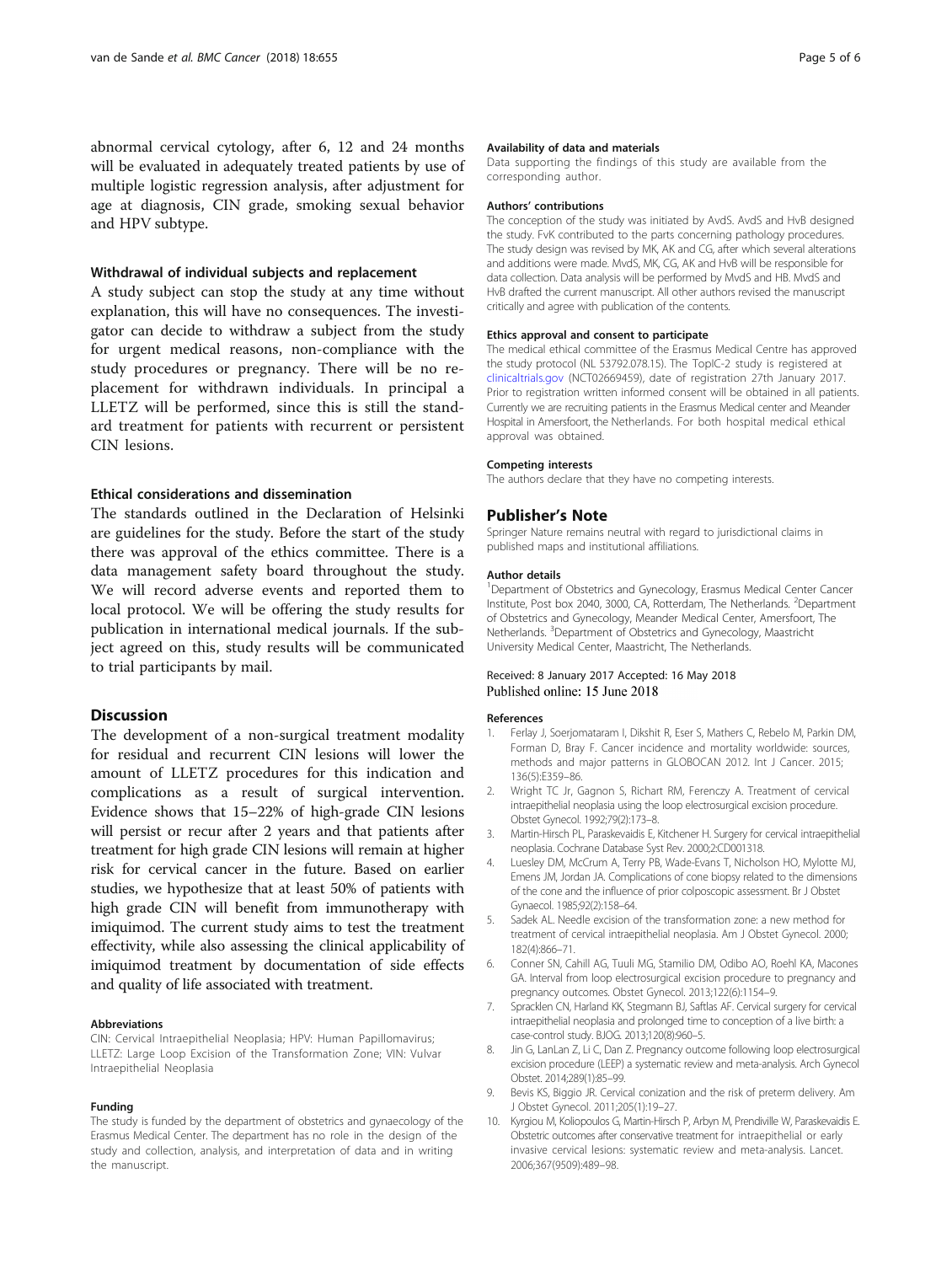abnormal cervical cytology, after 6, 12 and 24 months will be evaluated in adequately treated patients by use of multiple logistic regression analysis, after adjustment for age at diagnosis, CIN grade, smoking sexual behavior and HPV subtype.

### Withdrawal of individual subjects and replacement

A study subject can stop the study at any time without explanation, this will have no consequences. The investigator can decide to withdraw a subject from the study for urgent medical reasons, non-compliance with the study procedures or pregnancy. There will be no replacement for withdrawn individuals. In principal a LLETZ will be performed, since this is still the standard treatment for patients with recurrent or persistent CIN lesions.

### Ethical considerations and dissemination

The standards outlined in the Declaration of Helsinki are guidelines for the study. Before the start of the study there was approval of the ethics committee. There is a data management safety board throughout the study. We will record adverse events and reported them to local protocol. We will be offering the study results for publication in international medical journals. If the subject agreed on this, study results will be communicated to trial participants by mail.

## Discussion

The development of a non-surgical treatment modality for residual and recurrent CIN lesions will lower the amount of LLETZ procedures for this indication and complications as a result of surgical intervention. Evidence shows that 15–22% of high-grade CIN lesions will persist or recur after 2 years and that patients after treatment for high grade CIN lesions will remain at higher risk for cervical cancer in the future. Based on earlier studies, we hypothesize that at least 50% of patients with high grade CIN will benefit from immunotherapy with imiquimod. The current study aims to test the treatment effectivity, while also assessing the clinical applicability of imiquimod treatment by documentation of side effects and quality of life associated with treatment.

#### Abbreviations

CIN: Cervical Intraepithelial Neoplasia; HPV: Human Papillomavirus; LLETZ: Large Loop Excision of the Transformation Zone; VIN: Vulvar Intraepithelial Neoplasia

#### Funding

The study is funded by the department of obstetrics and gynaecology of the Erasmus Medical Center. The department has no role in the design of the study and collection, analysis, and interpretation of data and in writing the manuscript.

#### Availability of data and materials

Data supporting the findings of this study are available from the corresponding author.

#### Authors' contributions

The conception of the study was initiated by AvdS. AvdS and HvB designed the study. FvK contributed to the parts concerning pathology procedures. The study design was revised by MK, AK and CG, after which several alterations and additions were made. MvdS, MK, CG, AK and HvB will be responsible for data collection. Data analysis will be performed by MvdS and HB. MvdS and HvB drafted the current manuscript. All other authors revised the manuscript critically and agree with publication of the contents.

#### Ethics approval and consent to participate

The medical ethical committee of the Erasmus Medical Centre has approved the study protocol (NL 53792.078.15). The TopIC-2 study is registered at clinicaltrials.gov (NCT02669459), date of registration 27th January 2017. Prior to registration written informed consent will be obtained in all patients. Currently we are recruiting patients in the Erasmus Medical center and Meander Hospital in Amersfoort, the Netherlands. For both hospital medical ethical approval was obtained.

#### Competing interests

The authors declare that they have no competing interests.

## Publisher's Note

Springer Nature remains neutral with regard to jurisdictional claims in published maps and institutional affiliations.

#### Author details

[1]Department of Obstetrics and Gynecology, Erasmus Medical Center Cancer Institute, Post box 2040, 3000, CA, Rotterdam, The Netherlands. [2]Department of Obstetrics and Gynecology, Meander Medical Center, Amersfoort, The Netherlands. [3]Department of Obstetrics and Gynecology, Maastricht University Medical Center, Maastricht, The Netherlands.

Received: 8 January 2017 Accepted: 16 May 2018
Published online: 15 June 2018

#### References

1. Ferlay J, Soerjomataram I, Dikshit R, Eser S, Mathers C, Rebelo M, Parkin DM, Forman D, Bray F. Cancer incidence and mortality worldwide: sources, methods and major patterns in GLOBOCAN 2012. Int J Cancer. 2015; 136(5):E359–86.
2. Wright TC Jr, Gagnon S, Richart RM, Ferenczy A. Treatment of cervical intraepithelial neoplasia using the loop electrosurgical excision procedure. Obstet Gynecol. 1992;79(2):173–8.
3. Martin-Hirsch PL, Paraskevaidis E, Kitchener H. Surgery for cervical intraepithelial neoplasia. Cochrane Database Syst Rev. 2000;2:CD001318.
4. Luesley DM, McCrum A, Terry PB, Wade-Evans T, Nicholson HO, Mylotte MJ, Emens JM, Jordan JA. Complications of cone biopsy related to the dimensions of the cone and the influence of prior colposcopic assessment. Br J Obstet Gynaecol. 1985;92(2):158–64.
5. Sadek AL. Needle excision of the transformation zone: a new method for treatment of cervical intraepithelial neoplasia. Am J Obstet Gynecol. 2000; 182(4):866–71.
6. Conner SN, Cahill AG, Tuuli MG, Stamilio DM, Odibo AO, Roehl KA, Macones GA. Interval from loop electrosurgical excision procedure to pregnancy and pregnancy outcomes. Obstet Gynecol. 2013;122(6):1154–9.
7. Spracklen CN, Harland KK, Stegmann BJ, Saftlas AF. Cervical surgery for cervical intraepithelial neoplasia and prolonged time to conception of a live birth: a case-control study. BJOG. 2013;120(8):960–5.
8. Jin G, LanLan Z, Li C, Dan Z. Pregnancy outcome following loop electrosurgical excision procedure (LEEP) a systematic review and meta-analysis. Arch Gynecol Obstet. 2014;289(1):85–99.
9. Bevis KS, Biggio JR. Cervical conization and the risk of preterm delivery. Am J Obstet Gynecol. 2011;205(1):19–27.
10. Kyrgiou M, Koliopoulos G, Martin-Hirsch P, Arbyn M, Prendiville W, Paraskevaidis E. Obstetric outcomes after conservative treatment for intraepithelial or early invasive cervical lesions: systematic review and meta-analysis. Lancet. 2006;367(9509):489–98.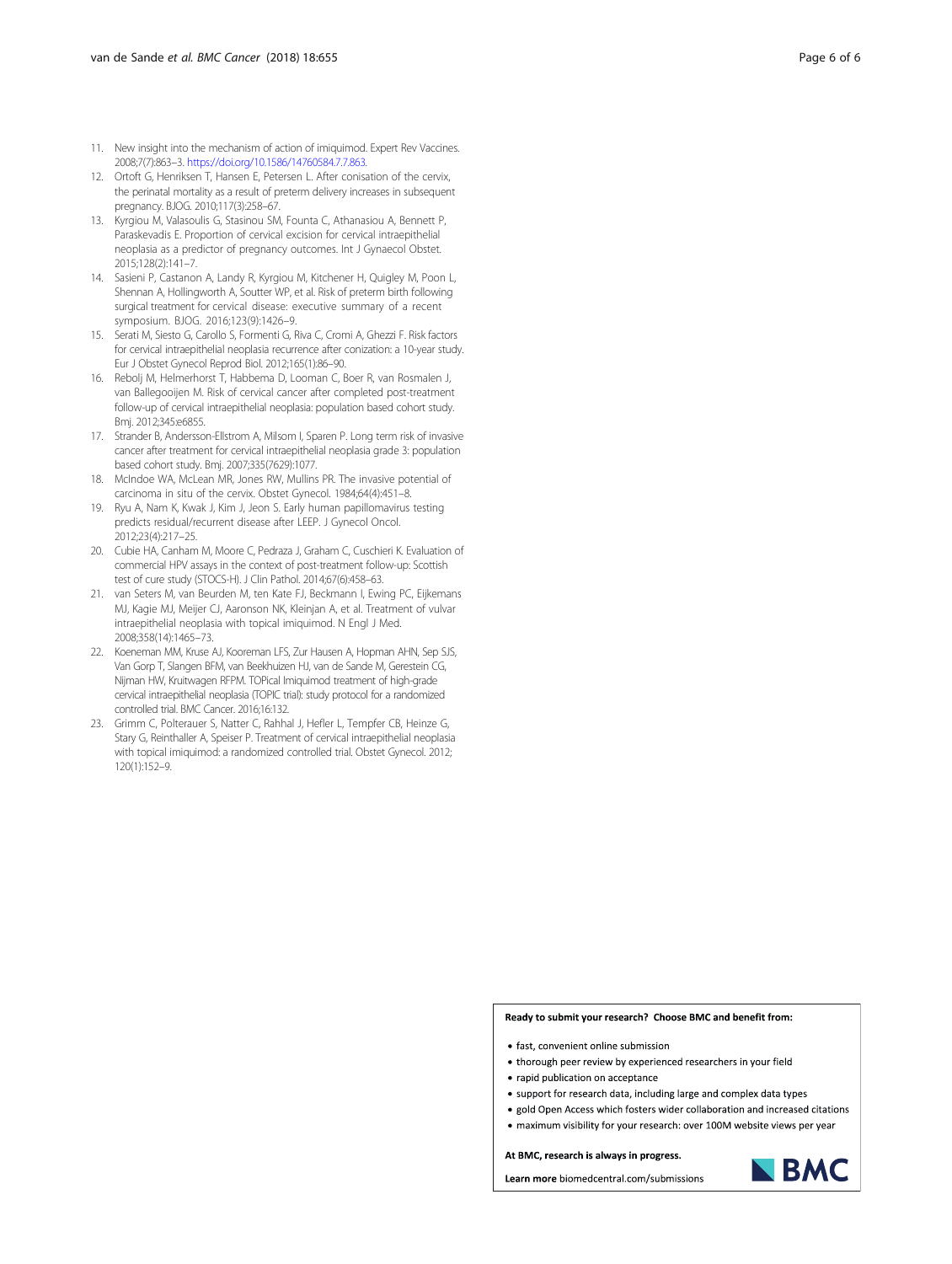11. New insight into the mechanism of action of imiquimod. Expert Rev Vaccines. 2008;7(7):863–3. https://doi.org/10.1586/14760584.7.7.863.
12. Ortoft G, Henriksen T, Hansen E, Petersen L. After conisation of the cervix, the perinatal mortality as a result of preterm delivery increases in subsequent pregnancy. BJOG. 2010;117(3):258–67.
13. Kyrgiou M, Valasoulis G, Stasinou SM, Founta C, Athanasiou A, Bennett P, Paraskevadis E. Proportion of cervical excision for cervical intraepithelial neoplasia as a predictor of pregnancy outcomes. Int J Gynaecol Obstet. 2015;128(2):141–7.
14. Sasieni P, Castanon A, Landy R, Kyrgiou M, Kitchener H, Quigley M, Poon L, Shennan A, Hollingworth A, Soutter WP, et al. Risk of preterm birth following surgical treatment for cervical disease: executive summary of a recent symposium. BJOG. 2016;123(9):1426–9.
15. Serati M, Siesto G, Carollo S, Formenti G, Riva C, Cromi A, Ghezzi F. Risk factors for cervical intraepithelial neoplasia recurrence after conization: a 10-year study. Eur J Obstet Gynecol Reprod Biol. 2012;165(1):86–90.
16. Rebolj M, Helmerhorst T, Habbema D, Looman C, Boer R, van Rosmalen J, van Ballegooijen M. Risk of cervical cancer after completed post-treatment follow-up of cervical intraepithelial neoplasia: population based cohort study. Bmj. 2012;345:e6855.
17. Strander B, Andersson-Ellstrom A, Milsom I, Sparen P. Long term risk of invasive cancer after treatment for cervical intraepithelial neoplasia grade 3: population based cohort study. Bmj. 2007;335(7629):1077.
18. McIndoe WA, McLean MR, Jones RW, Mullins PR. The invasive potential of carcinoma in situ of the cervix. Obstet Gynecol. 1984;64(4):451–8.
19. Ryu A, Nam K, Kwak J, Kim J, Jeon S. Early human papillomavirus testing predicts residual/recurrent disease after LEEP. J Gynecol Oncol. 2012;23(4):217–25.
20. Cubie HA, Canham M, Moore C, Pedraza J, Graham C, Cuschieri K. Evaluation of commercial HPV assays in the context of post-treatment follow-up: Scottish test of cure study (STOCS-H). J Clin Pathol. 2014;67(6):458–63.
21. van Seters M, van Beurden M, ten Kate FJ, Beckmann I, Ewing PC, Eijkemans MJ, Kagie MJ, Meijer CJ, Aaronson NK, Kleinjan A, et al. Treatment of vulvar intraepithelial neoplasia with topical imiquimod. N Engl J Med. 2008;358(14):1465–73.
22. Koeneman MM, Kruse AJ, Kooreman LFS, Zur Hausen A, Hopman AHN, Sep SJS, Van Gorp T, Slangen BFM, van Beekhuizen HJ, van de Sande M, Gerestein CG, Nijman HW, Kruitwagen RFPM. TOPical Imiquimod treatment of high-grade cervical intraepithelial neoplasia (TOPIC trial): study protocol for a randomized controlled trial. BMC Cancer. 2016;16:132.
23. Grimm C, Polterauer S, Natter C, Rahhal J, Hefler L, Tempfer CB, Heinze G, Stary G, Reinthaller A, Speiser P. Treatment of cervical intraepithelial neoplasia with topical imiquimod: a randomized controlled trial. Obstet Gynecol. 2012;120(1):152–9.

**Ready to submit your research? Choose BMC and benefit from:**

- fast, convenient online submission
- thorough peer review by experienced researchers in your field
- rapid publication on acceptance
- support for research data, including large and complex data types
- gold Open Access which fosters wider collaboration and increased citations
- maximum visibility for your research: over 100M website views per year

**At BMC, research is always in progress.**

**Learn more** biomedcentral.com/submissions

BMC